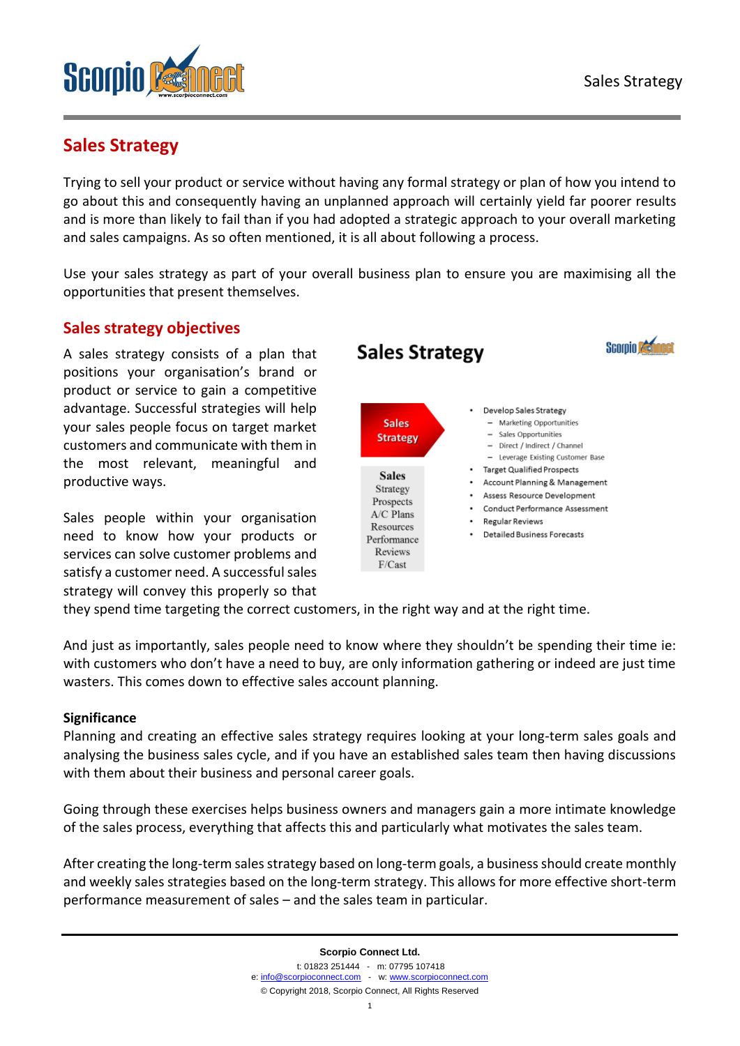## Sales Strategy

Trying to sell your product or service without having any formal strategy or plan of how you intend to go about this and consequently having an unplanned approach will certainly yield far poorer results and is more than likely to fail than if you had adopted a strategic approach to your overall marketing and sales campaigns. As so often mentioned, it is all about following a process.

Use your sales strategy as part of your overall business plan to ensure you are maximising all the opportunities that present themselves.

### Sales strategy objectives

A sales strategy consists of a plan that positions your organisation's brand or product or service to gain a competitive advantage. Successful strategies will help your sales people focus on target market customers and communicate with them in the most relevant, meaningful and productive ways.

**Sales Strategy**

Sales Strategy

Sales
Strategy
Prospects
A/C Plans
Resources
Performance
Reviews
F/Cast

- Develop Sales Strategy
  - Marketing Opportunities
  - Sales Opportunities
  - Direct / Indirect / Channel
  - Leverage Existing Customer Base
- Target Qualified Prospects
- Account Planning & Management
- Assess Resource Development
- Conduct Performance Assessment
- Regular Reviews
- Detailed Business Forecasts

Sales people within your organisation need to know how your products or services can solve customer problems and satisfy a customer need. A successful sales strategy will convey this properly so that they spend time targeting the correct customers, in the right way and at the right time.

And just as importantly, sales people need to know where they shouldn't be spending their time ie: with customers who don't have a need to buy, are only information gathering or indeed are just time wasters. This comes down to effective sales account planning.

**Significance**

Planning and creating an effective sales strategy requires looking at your long-term sales goals and analysing the business sales cycle, and if you have an established sales team then having discussions with them about their business and personal career goals.

Going through these exercises helps business owners and managers gain a more intimate knowledge of the sales process, everything that affects this and particularly what motivates the sales team.

After creating the long-term sales strategy based on long-term goals, a business should create monthly and weekly sales strategies based on the long-term strategy. This allows for more effective short-term performance measurement of sales – and the sales team in particular.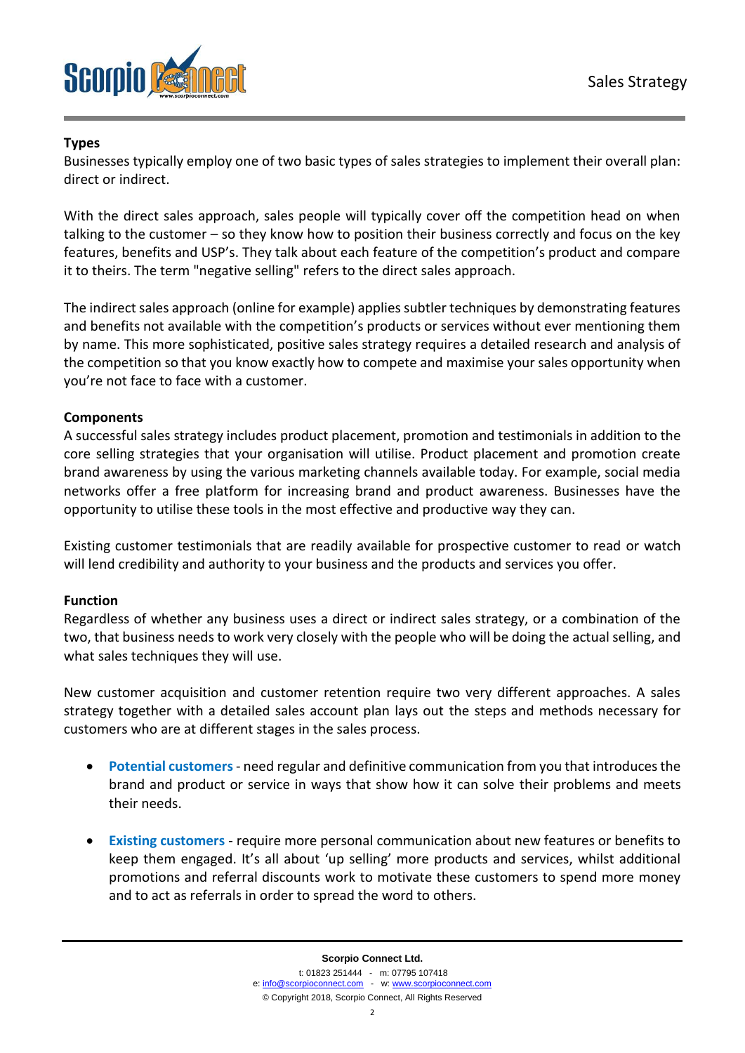### Types

Businesses typically employ one of two basic types of sales strategies to implement their overall plan: direct or indirect.

With the direct sales approach, sales people will typically cover off the competition head on when talking to the customer – so they know how to position their business correctly and focus on the key features, benefits and USP's. They talk about each feature of the competition's product and compare it to theirs. The term "negative selling" refers to the direct sales approach.

The indirect sales approach (online for example) applies subtler techniques by demonstrating features and benefits not available with the competition's products or services without ever mentioning them by name. This more sophisticated, positive sales strategy requires a detailed research and analysis of the competition so that you know exactly how to compete and maximise your sales opportunity when you're not face to face with a customer.

### Components

A successful sales strategy includes product placement, promotion and testimonials in addition to the core selling strategies that your organisation will utilise. Product placement and promotion create brand awareness by using the various marketing channels available today. For example, social media networks offer a free platform for increasing brand and product awareness. Businesses have the opportunity to utilise these tools in the most effective and productive way they can.

Existing customer testimonials that are readily available for prospective customer to read or watch will lend credibility and authority to your business and the products and services you offer.

### Function

Regardless of whether any business uses a direct or indirect sales strategy, or a combination of the two, that business needs to work very closely with the people who will be doing the actual selling, and what sales techniques they will use.

New customer acquisition and customer retention require two very different approaches. A sales strategy together with a detailed sales account plan lays out the steps and methods necessary for customers who are at different stages in the sales process.

- **Potential customers** - need regular and definitive communication from you that introduces the brand and product or service in ways that show how it can solve their problems and meets their needs.

- **Existing customers** - require more personal communication about new features or benefits to keep them engaged. It's all about 'up selling' more products and services, whilst additional promotions and referral discounts work to motivate these customers to spend more money and to act as referrals in order to spread the word to others.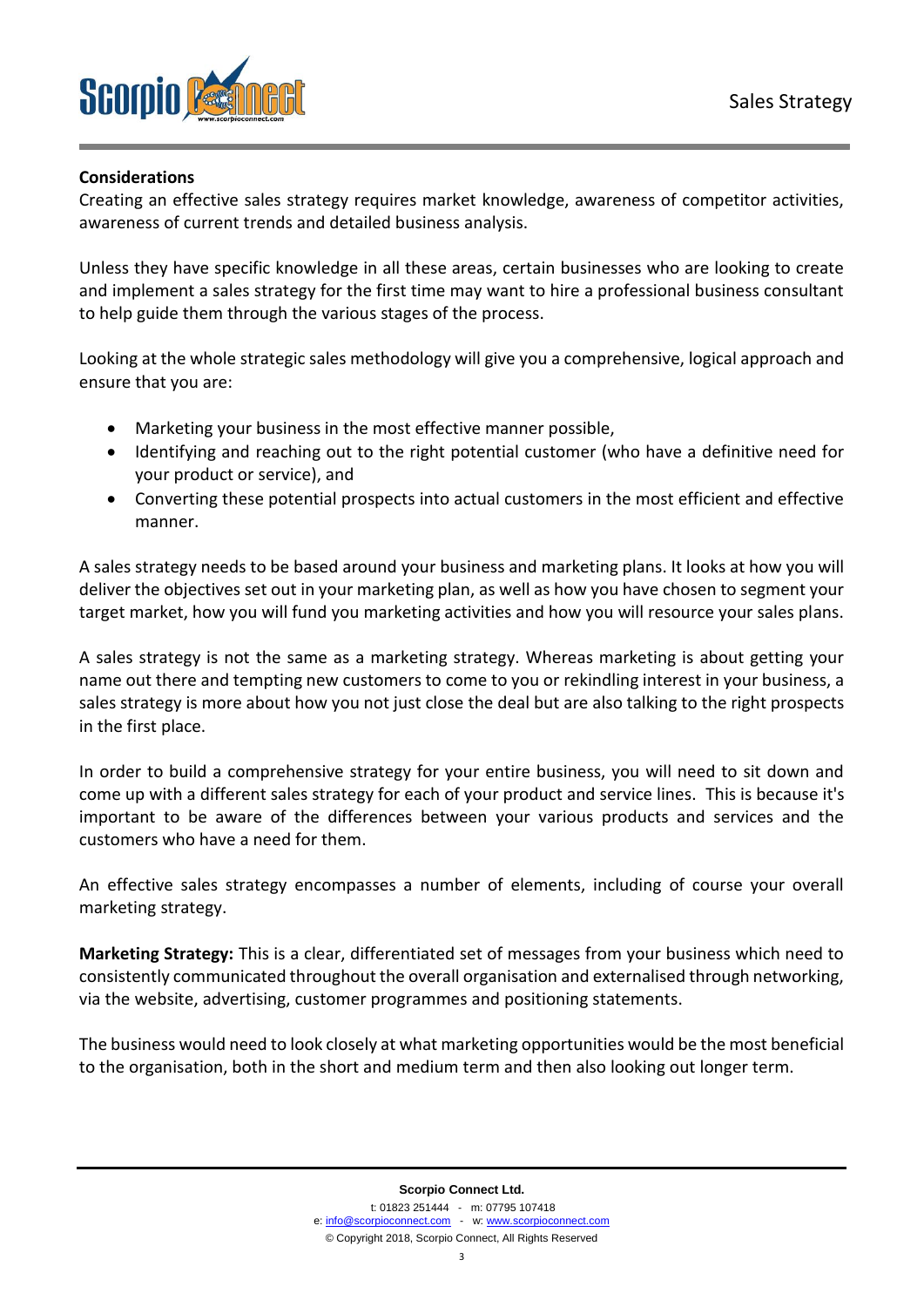**Considerations**

Creating an effective sales strategy requires market knowledge, awareness of competitor activities, awareness of current trends and detailed business analysis.

Unless they have specific knowledge in all these areas, certain businesses who are looking to create and implement a sales strategy for the first time may want to hire a professional business consultant to help guide them through the various stages of the process.

Looking at the whole strategic sales methodology will give you a comprehensive, logical approach and ensure that you are:

- Marketing your business in the most effective manner possible,
- Identifying and reaching out to the right potential customer (who have a definitive need for your product or service), and
- Converting these potential prospects into actual customers in the most efficient and effective manner.

A sales strategy needs to be based around your business and marketing plans. It looks at how you will deliver the objectives set out in your marketing plan, as well as how you have chosen to segment your target market, how you will fund you marketing activities and how you will resource your sales plans.

A sales strategy is not the same as a marketing strategy. Whereas marketing is about getting your name out there and tempting new customers to come to you or rekindling interest in your business, a sales strategy is more about how you not just close the deal but are also talking to the right prospects in the first place.

In order to build a comprehensive strategy for your entire business, you will need to sit down and come up with a different sales strategy for each of your product and service lines. This is because it's important to be aware of the differences between your various products and services and the customers who have a need for them.

An effective sales strategy encompasses a number of elements, including of course your overall marketing strategy.

**Marketing Strategy:** This is a clear, differentiated set of messages from your business which need to consistently communicated throughout the overall organisation and externalised through networking, via the website, advertising, customer programmes and positioning statements.

The business would need to look closely at what marketing opportunities would be the most beneficial to the organisation, both in the short and medium term and then also looking out longer term.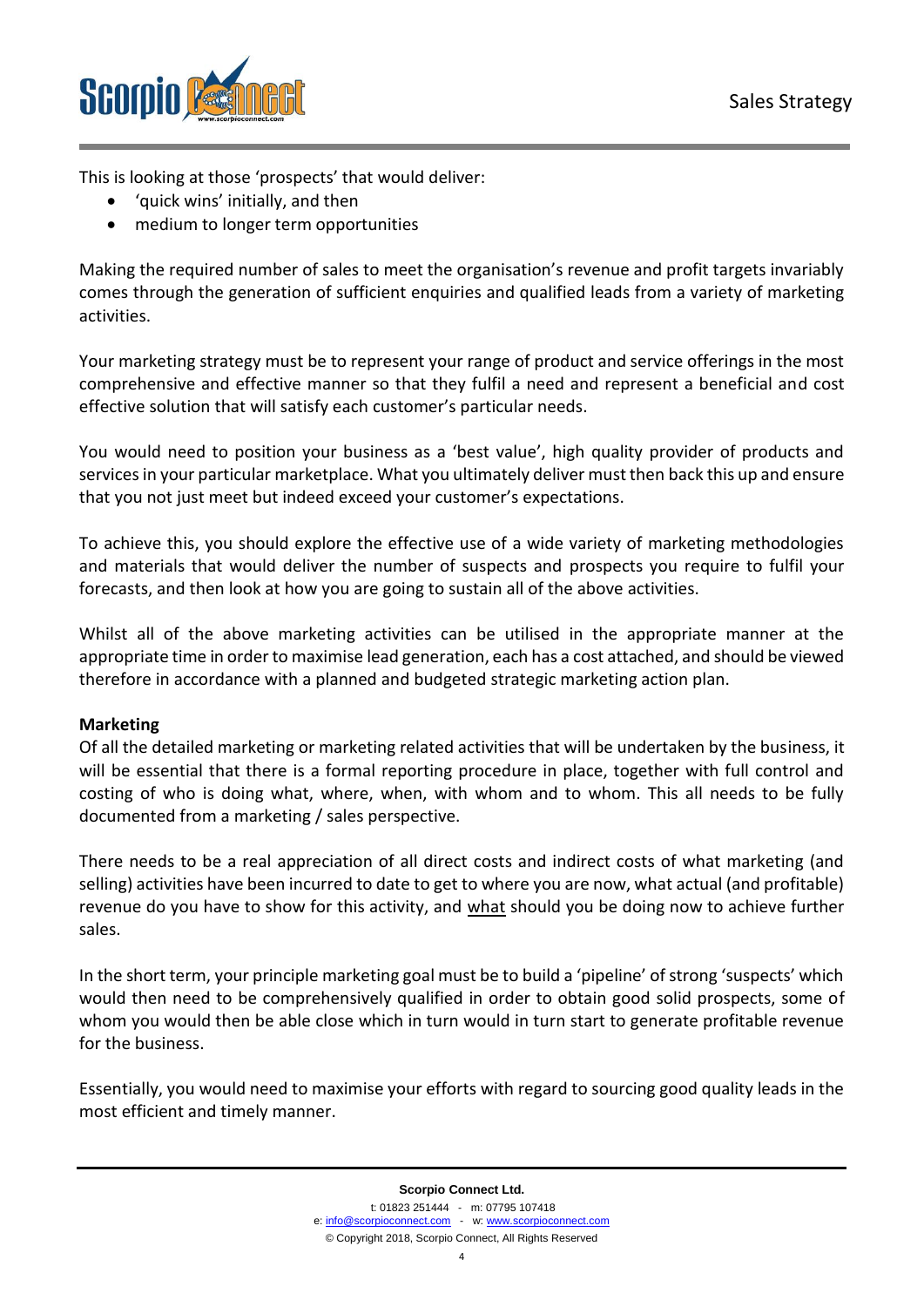This is looking at those 'prospects' that would deliver:

- 'quick wins' initially, and then
- medium to longer term opportunities

Making the required number of sales to meet the organisation's revenue and profit targets invariably comes through the generation of sufficient enquiries and qualified leads from a variety of marketing activities.

Your marketing strategy must be to represent your range of product and service offerings in the most comprehensive and effective manner so that they fulfil a need and represent a beneficial and cost effective solution that will satisfy each customer's particular needs.

You would need to position your business as a 'best value', high quality provider of products and services in your particular marketplace. What you ultimately deliver must then back this up and ensure that you not just meet but indeed exceed your customer's expectations.

To achieve this, you should explore the effective use of a wide variety of marketing methodologies and materials that would deliver the number of suspects and prospects you require to fulfil your forecasts, and then look at how you are going to sustain all of the above activities.

Whilst all of the above marketing activities can be utilised in the appropriate manner at the appropriate time in order to maximise lead generation, each has a cost attached, and should be viewed therefore in accordance with a planned and budgeted strategic marketing action plan.

**Marketing**

Of all the detailed marketing or marketing related activities that will be undertaken by the business, it will be essential that there is a formal reporting procedure in place, together with full control and costing of who is doing what, where, when, with whom and to whom. This all needs to be fully documented from a marketing / sales perspective.

There needs to be a real appreciation of all direct costs and indirect costs of what marketing (and selling) activities have been incurred to date to get to where you are now, what actual (and profitable) revenue do you have to show for this activity, and <u>what</u> should you be doing now to achieve further sales.

In the short term, your principle marketing goal must be to build a 'pipeline' of strong 'suspects' which would then need to be comprehensively qualified in order to obtain good solid prospects, some of whom you would then be able close which in turn would in turn start to generate profitable revenue for the business.

Essentially, you would need to maximise your efforts with regard to sourcing good quality leads in the most efficient and timely manner.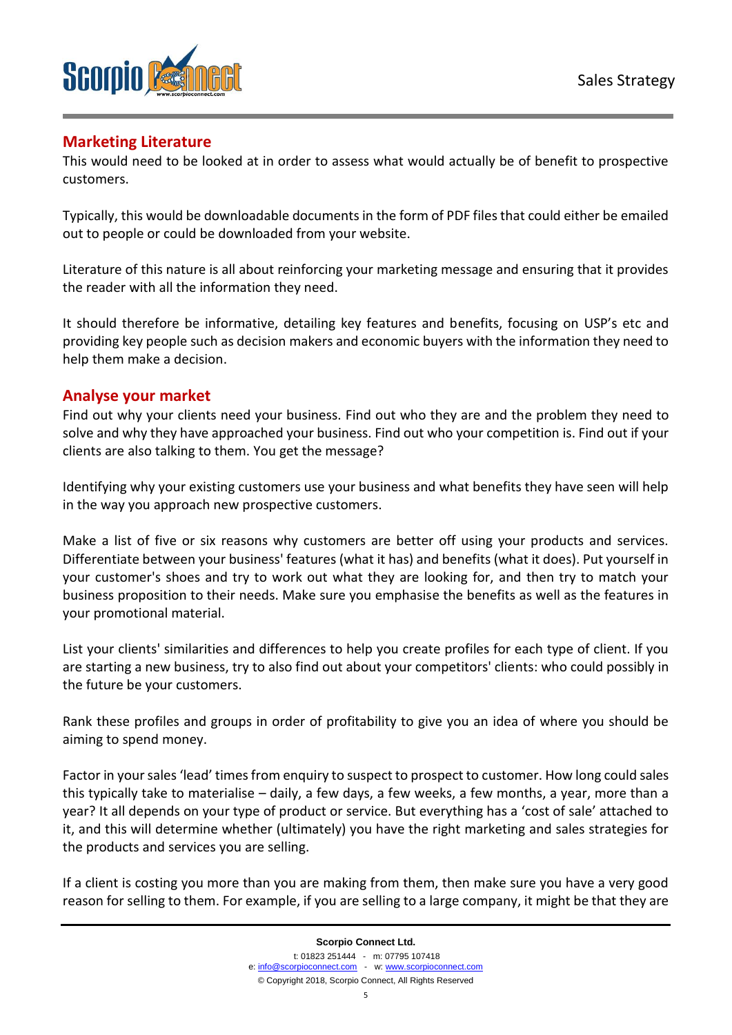## Marketing Literature

This would need to be looked at in order to assess what would actually be of benefit to prospective customers.

Typically, this would be downloadable documents in the form of PDF files that could either be emailed out to people or could be downloaded from your website.

Literature of this nature is all about reinforcing your marketing message and ensuring that it provides the reader with all the information they need.

It should therefore be informative, detailing key features and benefits, focusing on USP's etc and providing key people such as decision makers and economic buyers with the information they need to help them make a decision.

## Analyse your market

Find out why your clients need your business. Find out who they are and the problem they need to solve and why they have approached your business. Find out who your competition is. Find out if your clients are also talking to them. You get the message?

Identifying why your existing customers use your business and what benefits they have seen will help in the way you approach new prospective customers.

Make a list of five or six reasons why customers are better off using your products and services. Differentiate between your business' features (what it has) and benefits (what it does). Put yourself in your customer's shoes and try to work out what they are looking for, and then try to match your business proposition to their needs. Make sure you emphasise the benefits as well as the features in your promotional material.

List your clients' similarities and differences to help you create profiles for each type of client. If you are starting a new business, try to also find out about your competitors' clients: who could possibly in the future be your customers.

Rank these profiles and groups in order of profitability to give you an idea of where you should be aiming to spend money.

Factor in your sales 'lead' times from enquiry to suspect to prospect to customer. How long could sales this typically take to materialise – daily, a few days, a few weeks, a few months, a year, more than a year? It all depends on your type of product or service. But everything has a 'cost of sale' attached to it, and this will determine whether (ultimately) you have the right marketing and sales strategies for the products and services you are selling.

If a client is costing you more than you are making from them, then make sure you have a very good reason for selling to them. For example, if you are selling to a large company, it might be that they are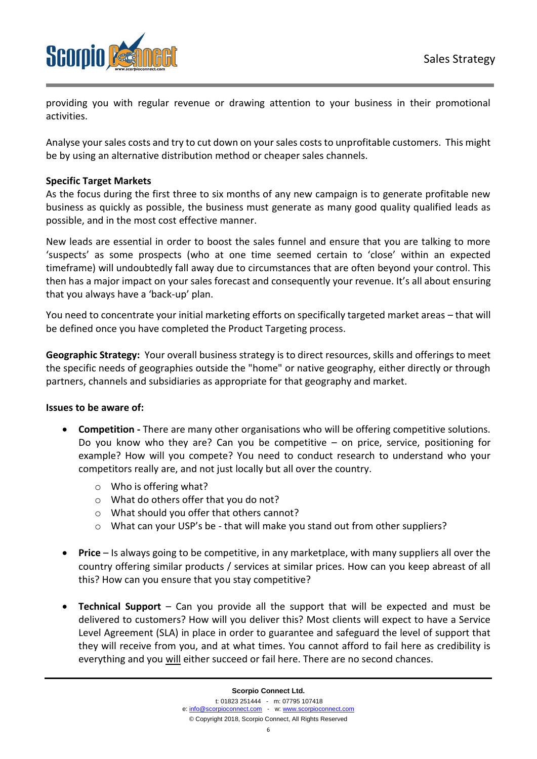providing you with regular revenue or drawing attention to your business in their promotional activities.

Analyse your sales costs and try to cut down on your sales costs to unprofitable customers. This might be by using an alternative distribution method or cheaper sales channels.

**Specific Target Markets**

As the focus during the first three to six months of any new campaign is to generate profitable new business as quickly as possible, the business must generate as many good quality qualified leads as possible, and in the most cost effective manner.

New leads are essential in order to boost the sales funnel and ensure that you are talking to more 'suspects' as some prospects (who at one time seemed certain to 'close' within an expected timeframe) will undoubtedly fall away due to circumstances that are often beyond your control. This then has a major impact on your sales forecast and consequently your revenue. It's all about ensuring that you always have a 'back-up' plan.

You need to concentrate your initial marketing efforts on specifically targeted market areas – that will be defined once you have completed the Product Targeting process.

**Geographic Strategy:** Your overall business strategy is to direct resources, skills and offerings to meet the specific needs of geographies outside the "home" or native geography, either directly or through partners, channels and subsidiaries as appropriate for that geography and market.

**Issues to be aware of:**

- **Competition -** There are many other organisations who will be offering competitive solutions. Do you know who they are? Can you be competitive – on price, service, positioning for example? How will you compete? You need to conduct research to understand who your competitors really are, and not just locally but all over the country.
    - Who is offering what?
    - What do others offer that you do not?
    - What should you offer that others cannot?
    - What can your USP's be - that will make you stand out from other suppliers?

- **Price** – Is always going to be competitive, in any marketplace, with many suppliers all over the country offering similar products / services at similar prices. How can you keep abreast of all this? How can you ensure that you stay competitive?

- **Technical Support** – Can you provide all the support that will be expected and must be delivered to customers? How will you deliver this? Most clients will expect to have a Service Level Agreement (SLA) in place in order to guarantee and safeguard the level of support that they will receive from you, and at what times. You cannot afford to fail here as credibility is everything and you <u>will</u> either succeed or fail here. There are no second chances.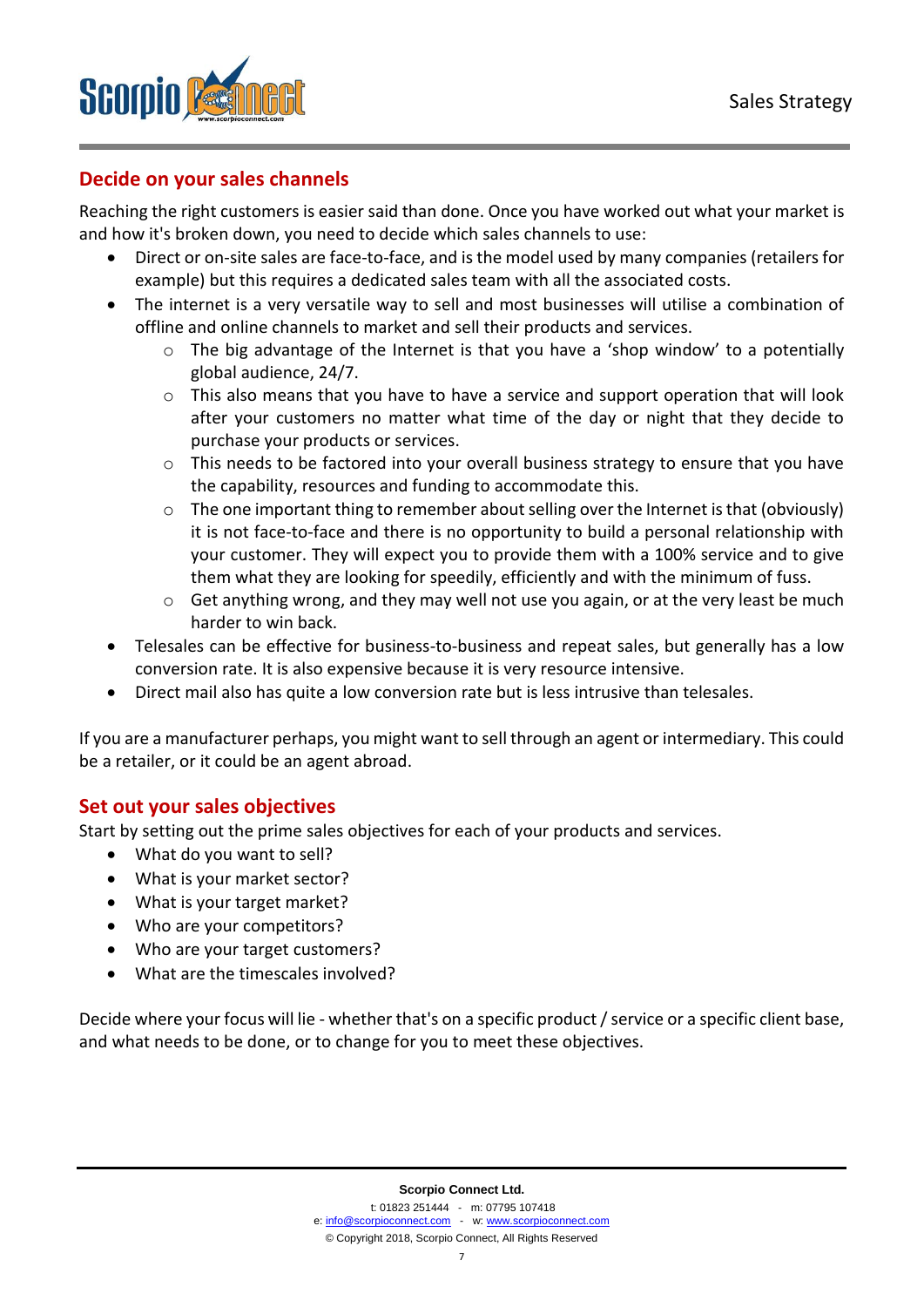## Decide on your sales channels

Reaching the right customers is easier said than done. Once you have worked out what your market is and how it's broken down, you need to decide which sales channels to use:

- Direct or on-site sales are face-to-face, and is the model used by many companies (retailers for example) but this requires a dedicated sales team with all the associated costs.
- The internet is a very versatile way to sell and most businesses will utilise a combination of offline and online channels to market and sell their products and services.
  - The big advantage of the Internet is that you have a 'shop window' to a potentially global audience, 24/7.
  - This also means that you have to have a service and support operation that will look after your customers no matter what time of the day or night that they decide to purchase your products or services.
  - This needs to be factored into your overall business strategy to ensure that you have the capability, resources and funding to accommodate this.
  - The one important thing to remember about selling over the Internet is that (obviously) it is not face-to-face and there is no opportunity to build a personal relationship with your customer. They will expect you to provide them with a 100% service and to give them what they are looking for speedily, efficiently and with the minimum of fuss.
  - Get anything wrong, and they may well not use you again, or at the very least be much harder to win back.
- Telesales can be effective for business-to-business and repeat sales, but generally has a low conversion rate. It is also expensive because it is very resource intensive.
- Direct mail also has quite a low conversion rate but is less intrusive than telesales.

If you are a manufacturer perhaps, you might want to sell through an agent or intermediary. This could be a retailer, or it could be an agent abroad.

## Set out your sales objectives

Start by setting out the prime sales objectives for each of your products and services.

- What do you want to sell?
- What is your market sector?
- What is your target market?
- Who are your competitors?
- Who are your target customers?
- What are the timescales involved?

Decide where your focus will lie - whether that's on a specific product / service or a specific client base, and what needs to be done, or to change for you to meet these objectives.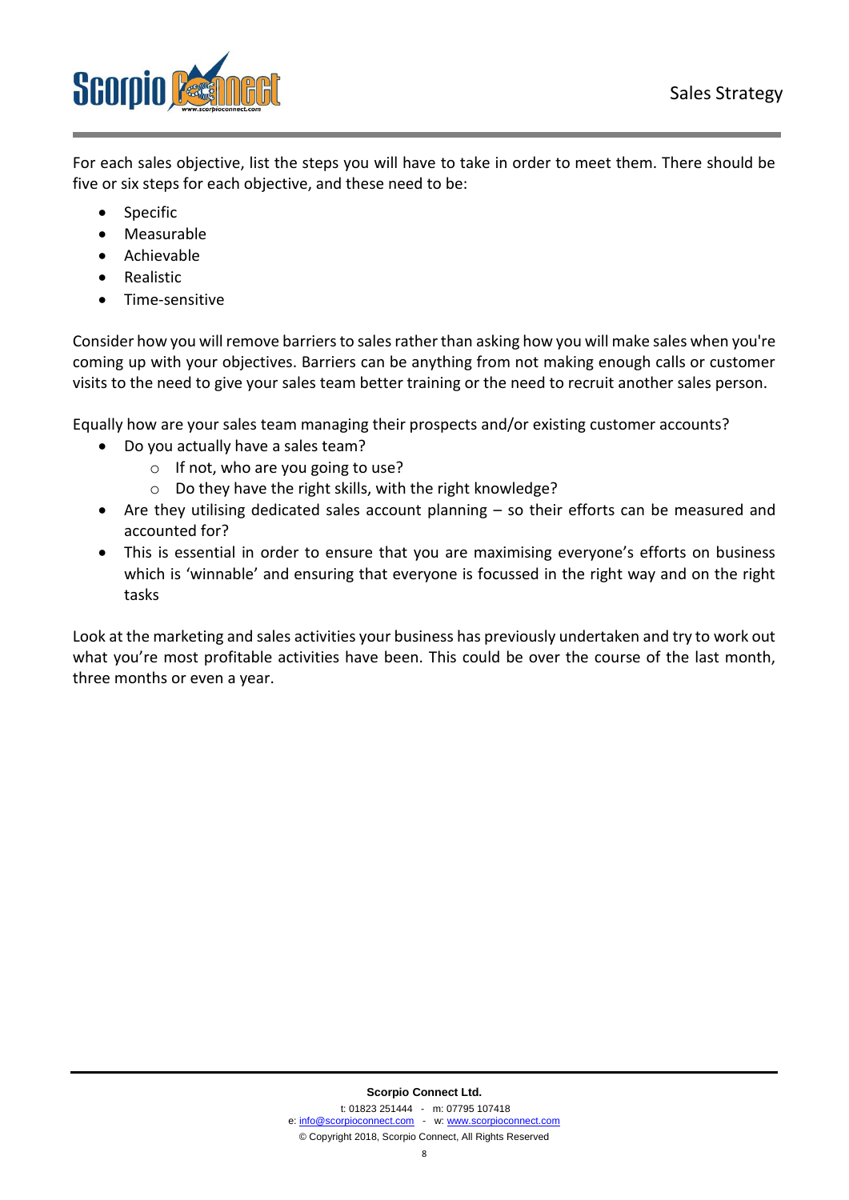For each sales objective, list the steps you will have to take in order to meet them. There should be five or six steps for each objective, and these need to be:

- Specific
- Measurable
- Achievable
- Realistic
- Time-sensitive

Consider how you will remove barriers to sales rather than asking how you will make sales when you're coming up with your objectives. Barriers can be anything from not making enough calls or customer visits to the need to give your sales team better training or the need to recruit another sales person.

Equally how are your sales team managing their prospects and/or existing customer accounts?

- Do you actually have a sales team?
    - If not, who are you going to use?
    - Do they have the right skills, with the right knowledge?
- Are they utilising dedicated sales account planning – so their efforts can be measured and accounted for?
- This is essential in order to ensure that you are maximising everyone's efforts on business which is 'winnable' and ensuring that everyone is focussed in the right way and on the right tasks

Look at the marketing and sales activities your business has previously undertaken and try to work out what you're most profitable activities have been. This could be over the course of the last month, three months or even a year.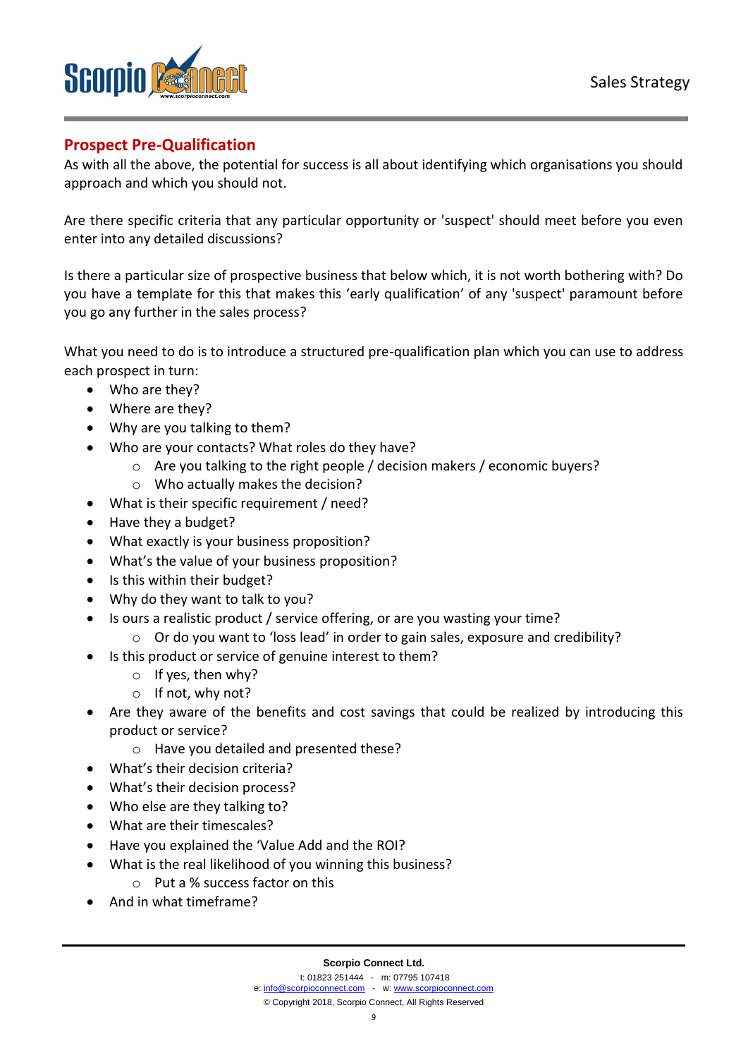## Prospect Pre-Qualification

As with all the above, the potential for success is all about identifying which organisations you should approach and which you should not.

Are there specific criteria that any particular opportunity or 'suspect' should meet before you even enter into any detailed discussions?

Is there a particular size of prospective business that below which, it is not worth bothering with? Do you have a template for this that makes this 'early qualification' of any 'suspect' paramount before you go any further in the sales process?

What you need to do is to introduce a structured pre-qualification plan which you can use to address each prospect in turn:

- Who are they?
- Where are they?
- Why are you talking to them?
- Who are your contacts? What roles do they have?
  - Are you talking to the right people / decision makers / economic buyers?
  - Who actually makes the decision?
- What is their specific requirement / need?
- Have they a budget?
- What exactly is your business proposition?
- What's the value of your business proposition?
- Is this within their budget?
- Why do they want to talk to you?
- Is ours a realistic product / service offering, or are you wasting your time?
  - Or do you want to 'loss lead' in order to gain sales, exposure and credibility?
- Is this product or service of genuine interest to them?
  - If yes, then why?
  - If not, why not?
- Are they aware of the benefits and cost savings that could be realized by introducing this product or service?
  - Have you detailed and presented these?
- What's their decision criteria?
- What's their decision process?
- Who else are they talking to?
- What are their timescales?
- Have you explained the 'Value Add and the ROI?
- What is the real likelihood of you winning this business?
  - Put a % success factor on this
- And in what timeframe?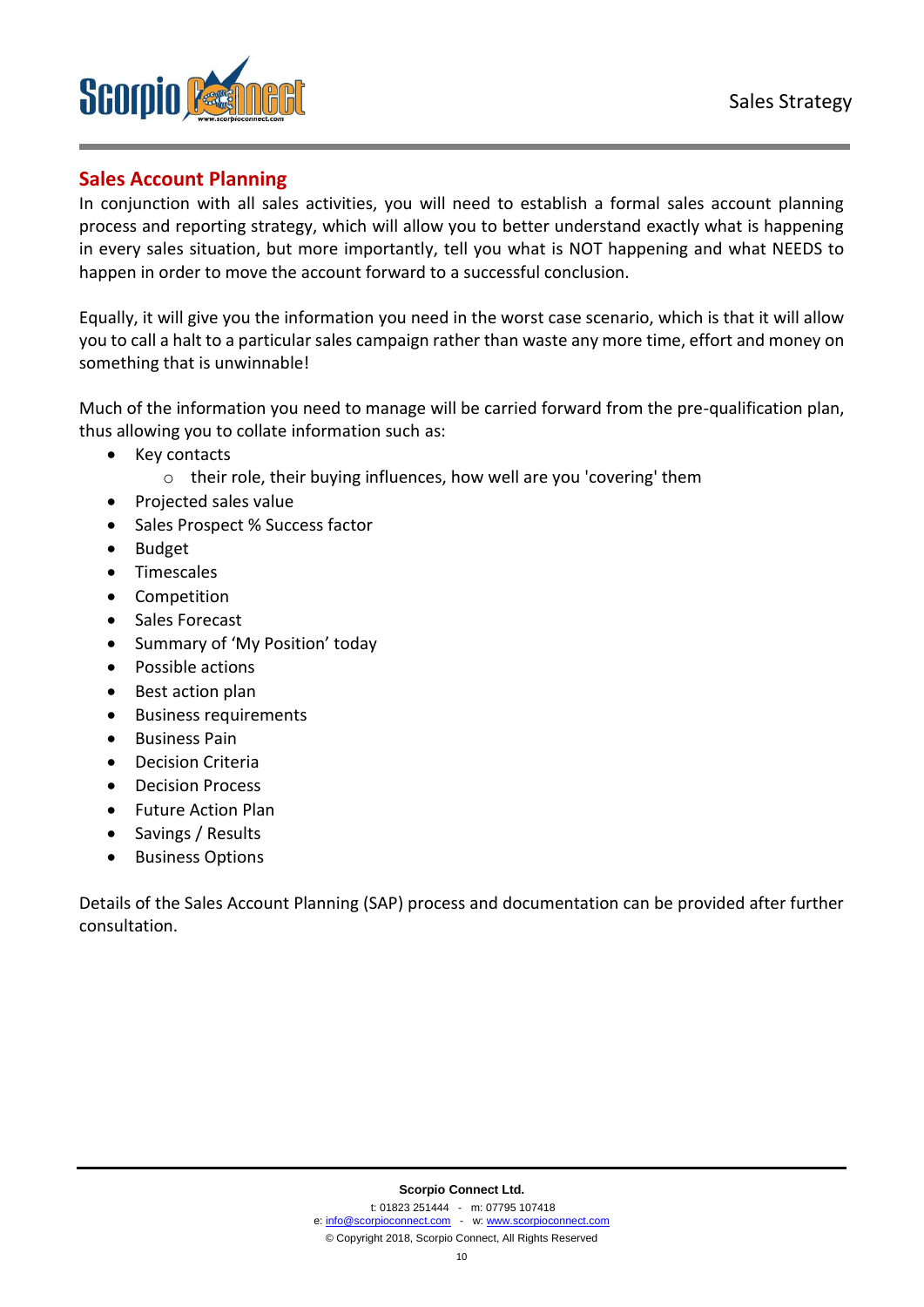## Sales Account Planning

In conjunction with all sales activities, you will need to establish a formal sales account planning process and reporting strategy, which will allow you to better understand exactly what is happening in every sales situation, but more importantly, tell you what is NOT happening and what NEEDS to happen in order to move the account forward to a successful conclusion.

Equally, it will give you the information you need in the worst case scenario, which is that it will allow you to call a halt to a particular sales campaign rather than waste any more time, effort and money on something that is unwinnable!

Much of the information you need to manage will be carried forward from the pre-qualification plan, thus allowing you to collate information such as:

- Key contacts
  - their role, their buying influences, how well are you 'covering' them
- Projected sales value
- Sales Prospect % Success factor
- Budget
- Timescales
- Competition
- Sales Forecast
- Summary of 'My Position' today
- Possible actions
- Best action plan
- Business requirements
- Business Pain
- Decision Criteria
- Decision Process
- Future Action Plan
- Savings / Results
- Business Options

Details of the Sales Account Planning (SAP) process and documentation can be provided after further consultation.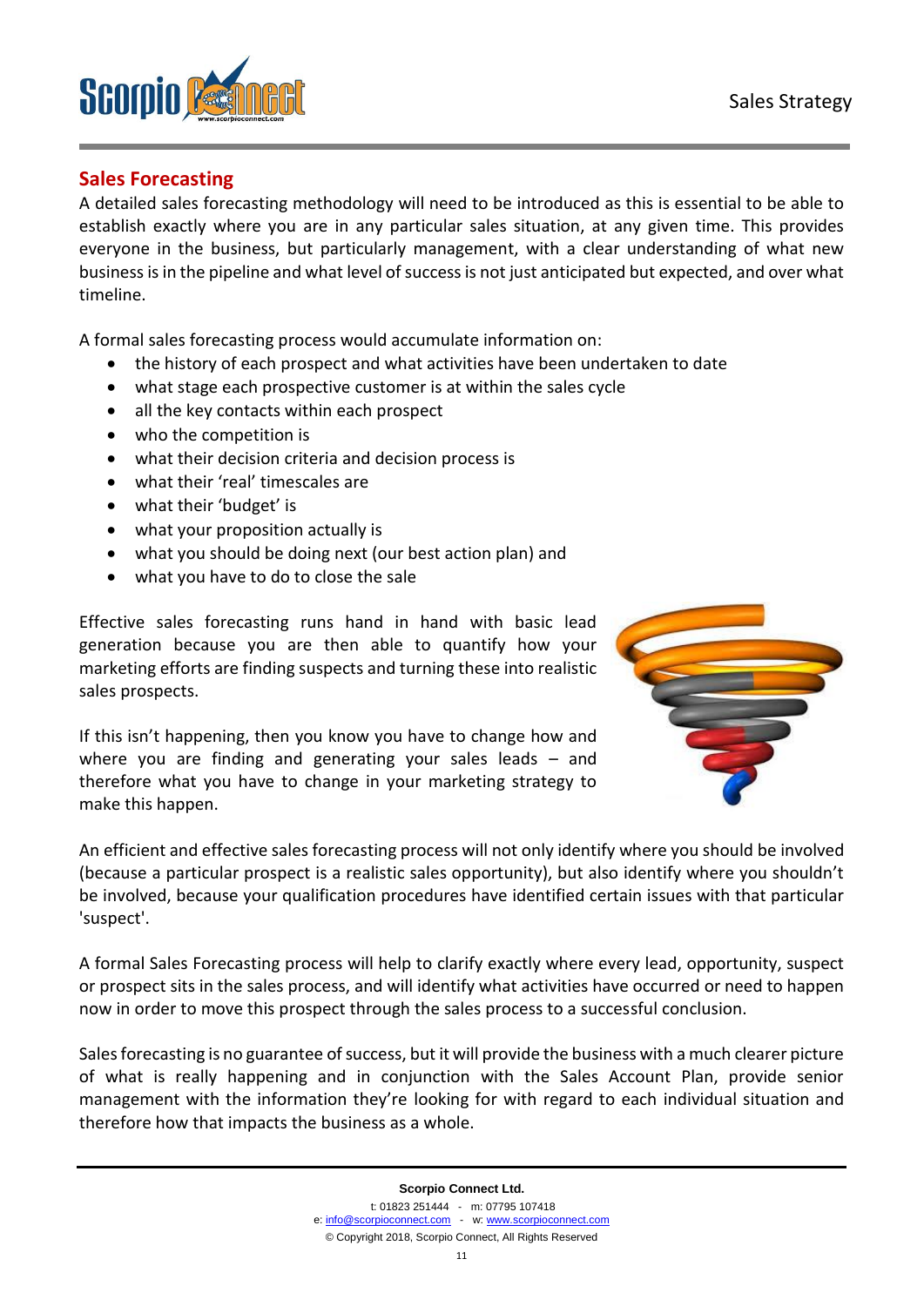## Sales Forecasting

A detailed sales forecasting methodology will need to be introduced as this is essential to be able to establish exactly where you are in any particular sales situation, at any given time. This provides everyone in the business, but particularly management, with a clear understanding of what new business is in the pipeline and what level of success is not just anticipated but expected, and over what timeline.

A formal sales forecasting process would accumulate information on:

- the history of each prospect and what activities have been undertaken to date
- what stage each prospective customer is at within the sales cycle
- all the key contacts within each prospect
- who the competition is
- what their decision criteria and decision process is
- what their 'real' timescales are
- what their 'budget' is
- what your proposition actually is
- what you should be doing next (our best action plan) and
- what you have to do to close the sale

Effective sales forecasting runs hand in hand with basic lead generation because you are then able to quantify how your marketing efforts are finding suspects and turning these into realistic sales prospects.

If this isn't happening, then you know you have to change how and where you are finding and generating your sales leads – and therefore what you have to change in your marketing strategy to make this happen.

An efficient and effective sales forecasting process will not only identify where you should be involved (because a particular prospect is a realistic sales opportunity), but also identify where you shouldn't be involved, because your qualification procedures have identified certain issues with that particular 'suspect'.

A formal Sales Forecasting process will help to clarify exactly where every lead, opportunity, suspect or prospect sits in the sales process, and will identify what activities have occurred or need to happen now in order to move this prospect through the sales process to a successful conclusion.

Sales forecasting is no guarantee of success, but it will provide the business with a much clearer picture of what is really happening and in conjunction with the Sales Account Plan, provide senior management with the information they're looking for with regard to each individual situation and therefore how that impacts the business as a whole.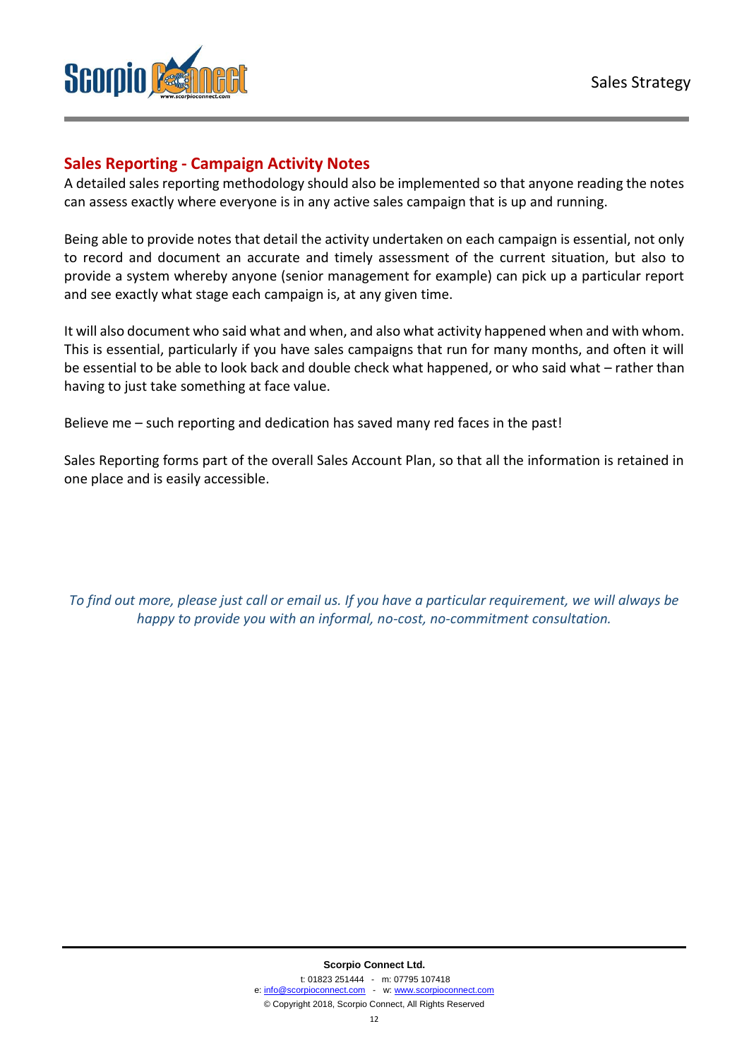## Sales Reporting - Campaign Activity Notes

A detailed sales reporting methodology should also be implemented so that anyone reading the notes can assess exactly where everyone is in any active sales campaign that is up and running.

Being able to provide notes that detail the activity undertaken on each campaign is essential, not only to record and document an accurate and timely assessment of the current situation, but also to provide a system whereby anyone (senior management for example) can pick up a particular report and see exactly what stage each campaign is, at any given time.

It will also document who said what and when, and also what activity happened when and with whom. This is essential, particularly if you have sales campaigns that run for many months, and often it will be essential to be able to look back and double check what happened, or who said what – rather than having to just take something at face value.

Believe me – such reporting and dedication has saved many red faces in the past!

Sales Reporting forms part of the overall Sales Account Plan, so that all the information is retained in one place and is easily accessible.

*To find out more, please just call or email us. If you have a particular requirement, we will always be happy to provide you with an informal, no-cost, no-commitment consultation.*